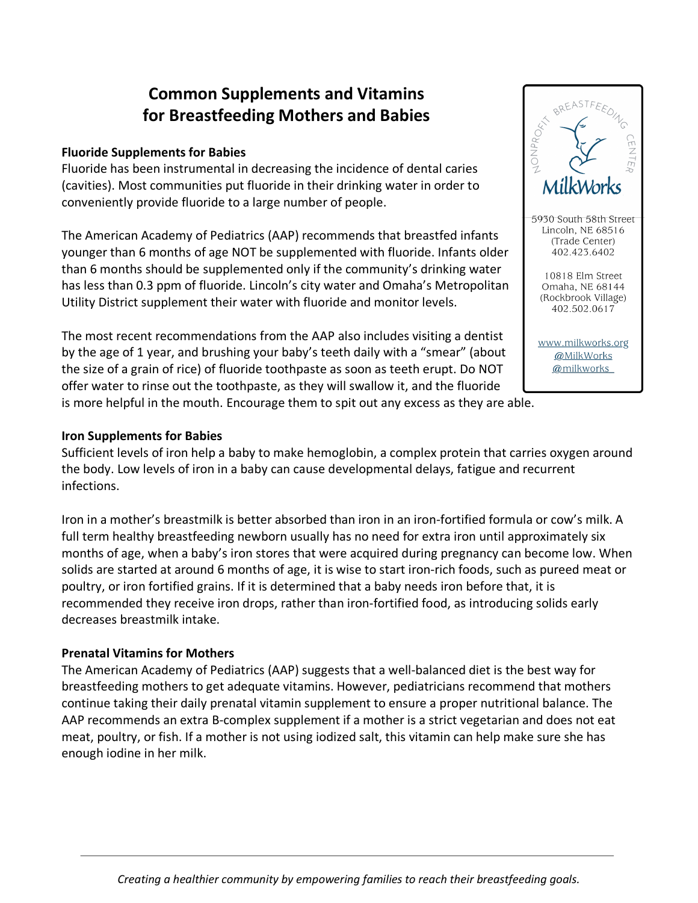# Common Supplements and Vitamins for Breastfeeding Mothers and Babies

NONPROFIT BREASTFEEDING CENTER

MilkWorks

5930 South 58th Street
Lincoln, NE 68516
(Trade Center)
402.423.6402

10818 Elm Street
Omaha, NE 68144
(Rockbrook Village)
402.502.0617

www.milkworks.org
@MilkWorks
@milkworks

### Fluoride Supplements for Babies

Fluoride has been instrumental in decreasing the incidence of dental caries (cavities). Most communities put fluoride in their drinking water in order to conveniently provide fluoride to a large number of people.

The American Academy of Pediatrics (AAP) recommends that breastfed infants younger than 6 months of age NOT be supplemented with fluoride. Infants older than 6 months should be supplemented only if the community's drinking water has less than 0.3 ppm of fluoride. Lincoln's city water and Omaha's Metropolitan Utility District supplement their water with fluoride and monitor levels.

The most recent recommendations from the AAP also includes visiting a dentist by the age of 1 year, and brushing your baby's teeth daily with a "smear" (about the size of a grain of rice) of fluoride toothpaste as soon as teeth erupt. Do NOT offer water to rinse out the toothpaste, as they will swallow it, and the fluoride is more helpful in the mouth. Encourage them to spit out any excess as they are able.

### Iron Supplements for Babies

Sufficient levels of iron help a baby to make hemoglobin, a complex protein that carries oxygen around the body. Low levels of iron in a baby can cause developmental delays, fatigue and recurrent infections.

Iron in a mother's breastmilk is better absorbed than iron in an iron-fortified formula or cow's milk. A full term healthy breastfeeding newborn usually has no need for extra iron until approximately six months of age, when a baby's iron stores that were acquired during pregnancy can become low. When solids are started at around 6 months of age, it is wise to start iron-rich foods, such as pureed meat or poultry, or iron fortified grains. If it is determined that a baby needs iron before that, it is recommended they receive iron drops, rather than iron-fortified food, as introducing solids early decreases breastmilk intake.

### Prenatal Vitamins for Mothers

The American Academy of Pediatrics (AAP) suggests that a well-balanced diet is the best way for breastfeeding mothers to get adequate vitamins. However, pediatricians recommend that mothers continue taking their daily prenatal vitamin supplement to ensure a proper nutritional balance. The AAP recommends an extra B-complex supplement if a mother is a strict vegetarian and does not eat meat, poultry, or fish. If a mother is not using iodized salt, this vitamin can help make sure she has enough iodine in her milk.

*Creating a healthier community by empowering families to reach their breastfeeding goals.*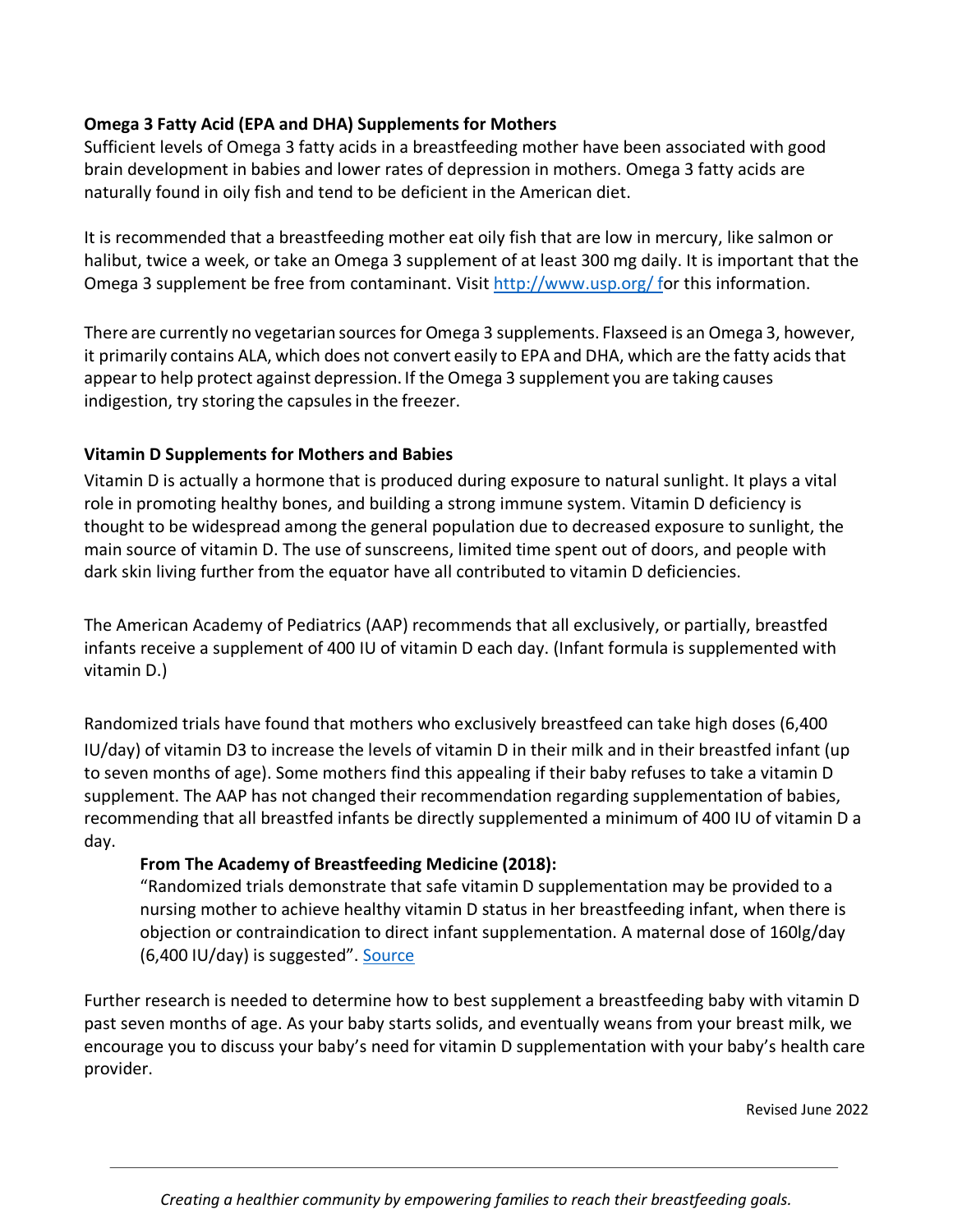**Omega 3 Fatty Acid (EPA and DHA) Supplements for Mothers**

Sufficient levels of Omega 3 fatty acids in a breastfeeding mother have been associated with good brain development in babies and lower rates of depression in mothers. Omega 3 fatty acids are naturally found in oily fish and tend to be deficient in the American diet.

It is recommended that a breastfeeding mother eat oily fish that are low in mercury, like salmon or halibut, twice a week, or take an Omega 3 supplement of at least 300 mg daily. It is important that the Omega 3 supplement be free from contaminant. Visit [http://www.usp.org/](http://www.usp.org/) for this information.

There are currently no vegetarian sources for Omega 3 supplements. Flaxseed is an Omega 3, however, it primarily contains ALA, which does not convert easily to EPA and DHA, which are the fatty acids that appear to help protect against depression. If the Omega 3 supplement you are taking causes indigestion, try storing the capsules in the freezer.

**Vitamin D Supplements for Mothers and Babies**

Vitamin D is actually a hormone that is produced during exposure to natural sunlight. It plays a vital role in promoting healthy bones, and building a strong immune system. Vitamin D deficiency is thought to be widespread among the general population due to decreased exposure to sunlight, the main source of vitamin D. The use of sunscreens, limited time spent out of doors, and people with dark skin living further from the equator have all contributed to vitamin D deficiencies.

The American Academy of Pediatrics (AAP) recommends that all exclusively, or partially, breastfed infants receive a supplement of 400 IU of vitamin D each day. (Infant formula is supplemented with vitamin D.)

Randomized trials have found that mothers who exclusively breastfeed can take high doses (6,400 IU/day) of vitamin D3 to increase the levels of vitamin D in their milk and in their breastfed infant (up to seven months of age). Some mothers find this appealing if their baby refuses to take a vitamin D supplement. The AAP has not changed their recommendation regarding supplementation of babies, recommending that all breastfed infants be directly supplemented a minimum of 400 IU of vitamin D a day.

> **From The Academy of Breastfeeding Medicine (2018):**
> "Randomized trials demonstrate that safe vitamin D supplementation may be provided to a nursing mother to achieve healthy vitamin D status in her breastfeeding infant, when there is objection or contraindication to direct infant supplementation. A maternal dose of 160lg/day (6,400 IU/day) is suggested". Source

Further research is needed to determine how to best supplement a breastfeeding baby with vitamin D past seven months of age. As your baby starts solids, and eventually weans from your breast milk, we encourage you to discuss your baby's need for vitamin D supplementation with your baby's health care provider.

Revised June 2022